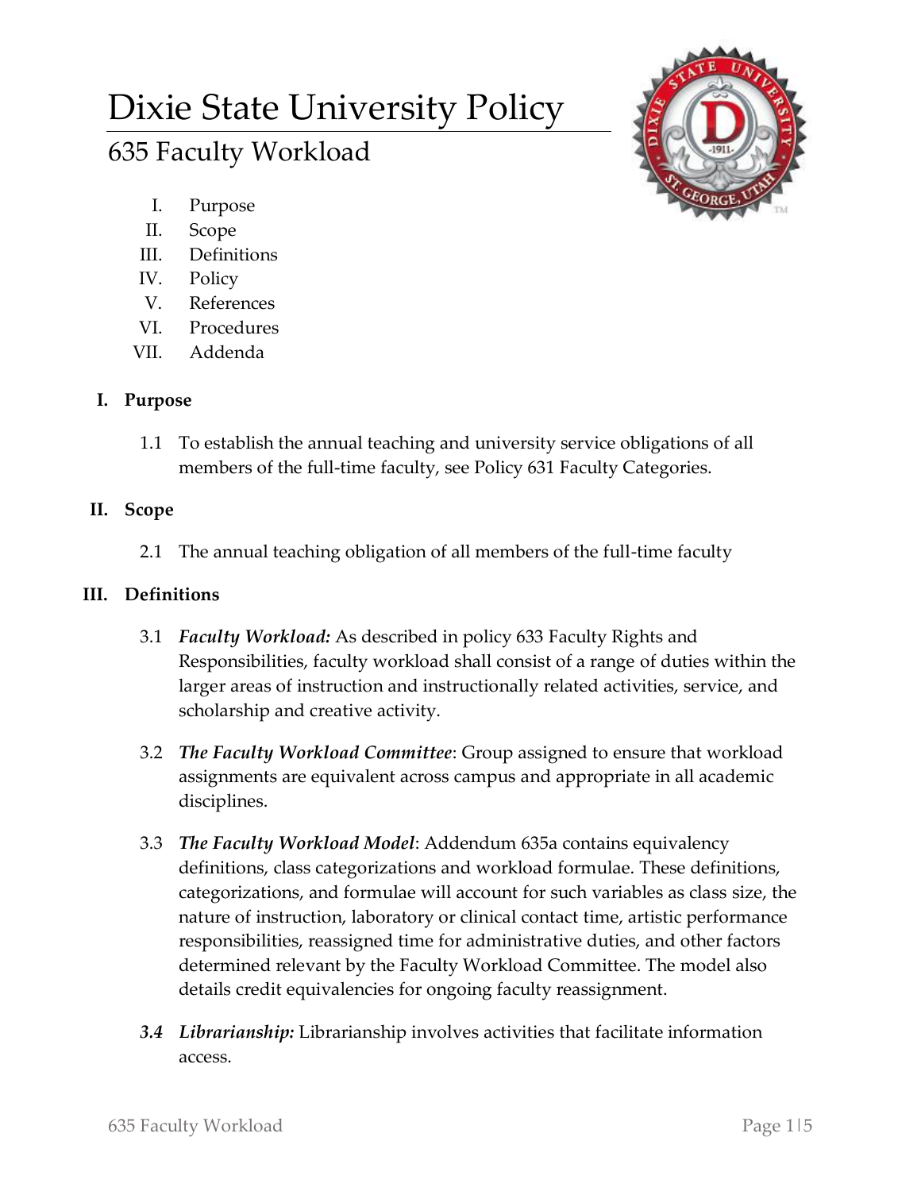# Dixie State University Policy

## 635 Faculty Workload

I. Purpose
II. Scope
III. Definitions
IV. Policy
V. References
VI. Procedures
VII. Addenda

**I. Purpose**

1.1 To establish the annual teaching and university service obligations of all members of the full-time faculty, see Policy 631 Faculty Categories.

**II. Scope**

2.1 The annual teaching obligation of all members of the full-time faculty

**III. Definitions**

3.1 ***Faculty Workload:*** As described in policy 633 Faculty Rights and Responsibilities, faculty workload shall consist of a range of duties within the larger areas of instruction and instructionally related activities, service, and scholarship and creative activity.

3.2 ***The Faculty Workload Committee***: Group assigned to ensure that workload assignments are equivalent across campus and appropriate in all academic disciplines.

3.3 ***The Faculty Workload Model***: Addendum 635a contains equivalency definitions, class categorizations and workload formulae. These definitions, categorizations, and formulae will account for such variables as class size, the nature of instruction, laboratory or clinical contact time, artistic performance responsibilities, reassigned time for administrative duties, and other factors determined relevant by the Faculty Workload Committee. The model also details credit equivalencies for ongoing faculty reassignment.

***3.4 Librarianship:*** Librarianship involves activities that facilitate information access.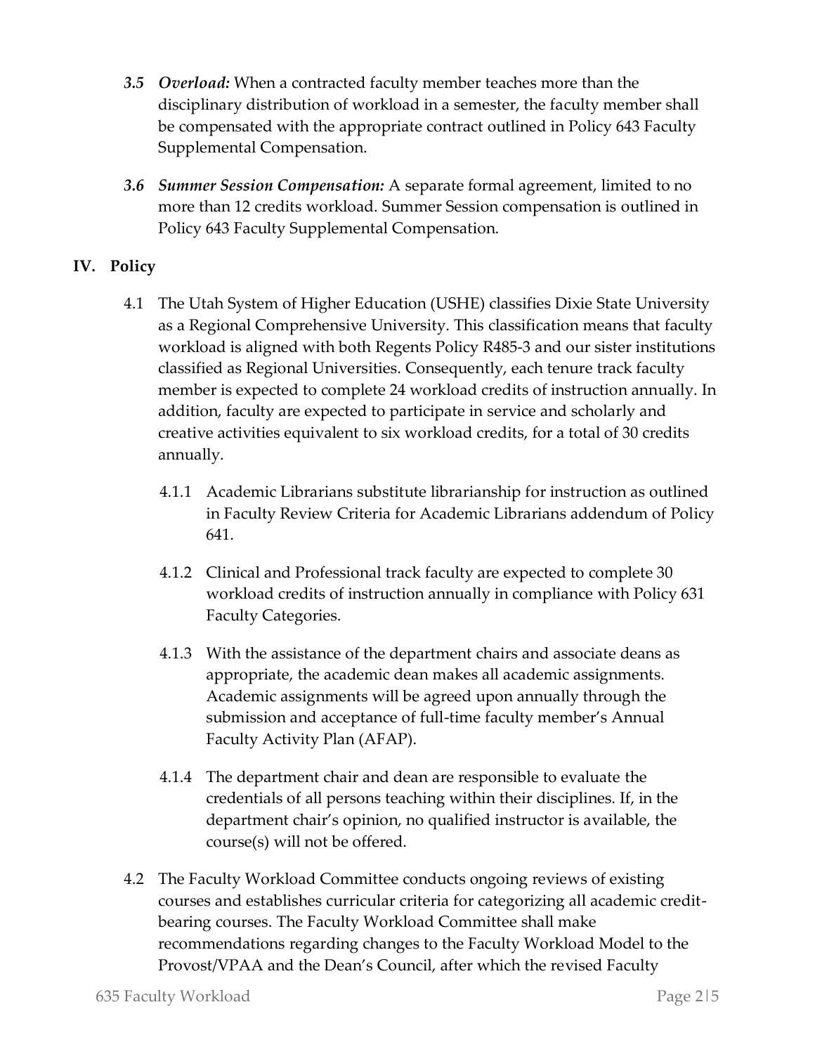***3.5 Overload:*** When a contracted faculty member teaches more than the disciplinary distribution of workload in a semester, the faculty member shall be compensated with the appropriate contract outlined in Policy 643 Faculty Supplemental Compensation.

***3.6 Summer Session Compensation:*** A separate formal agreement, limited to no more than 12 credits workload. Summer Session compensation is outlined in Policy 643 Faculty Supplemental Compensation.

## IV. Policy

4.1 The Utah System of Higher Education (USHE) classifies Dixie State University as a Regional Comprehensive University. This classification means that faculty workload is aligned with both Regents Policy R485-3 and our sister institutions classified as Regional Universities. Consequently, each tenure track faculty member is expected to complete 24 workload credits of instruction annually. In addition, faculty are expected to participate in service and scholarly and creative activities equivalent to six workload credits, for a total of 30 credits annually.

4.1.1 Academic Librarians substitute librarianship for instruction as outlined in Faculty Review Criteria for Academic Librarians addendum of Policy 641.

4.1.2 Clinical and Professional track faculty are expected to complete 30 workload credits of instruction annually in compliance with Policy 631 Faculty Categories.

4.1.3 With the assistance of the department chairs and associate deans as appropriate, the academic dean makes all academic assignments. Academic assignments will be agreed upon annually through the submission and acceptance of full-time faculty member's Annual Faculty Activity Plan (AFAP).

4.1.4 The department chair and dean are responsible to evaluate the credentials of all persons teaching within their disciplines. If, in the department chair's opinion, no qualified instructor is available, the course(s) will not be offered.

4.2 The Faculty Workload Committee conducts ongoing reviews of existing courses and establishes curricular criteria for categorizing all academic credit-bearing courses. The Faculty Workload Committee shall make recommendations regarding changes to the Faculty Workload Model to the Provost/VPAA and the Dean's Council, after which the revised Faculty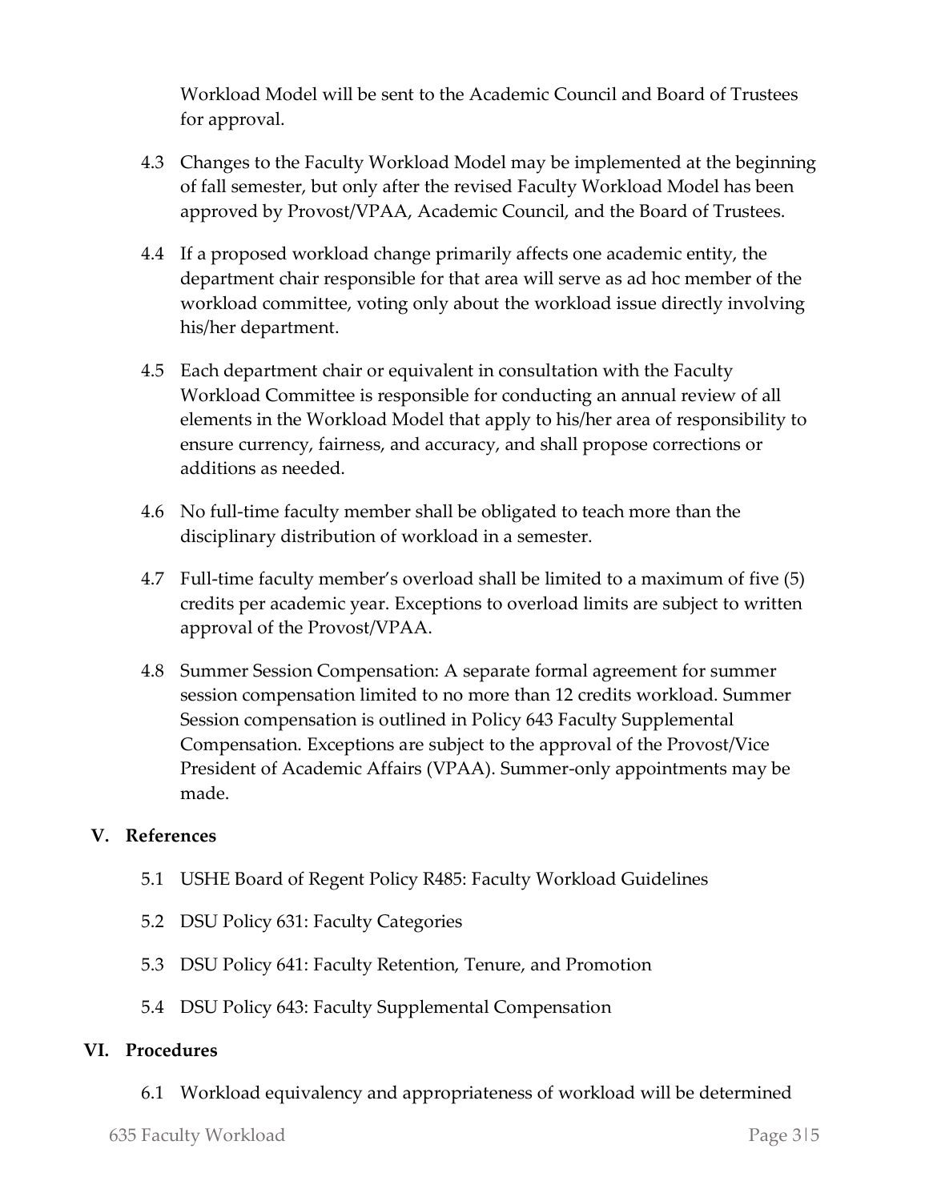Workload Model will be sent to the Academic Council and Board of Trustees for approval.

4.3 Changes to the Faculty Workload Model may be implemented at the beginning of fall semester, but only after the revised Faculty Workload Model has been approved by Provost/VPAA, Academic Council, and the Board of Trustees.

4.4 If a proposed workload change primarily affects one academic entity, the department chair responsible for that area will serve as ad hoc member of the workload committee, voting only about the workload issue directly involving his/her department.

4.5 Each department chair or equivalent in consultation with the Faculty Workload Committee is responsible for conducting an annual review of all elements in the Workload Model that apply to his/her area of responsibility to ensure currency, fairness, and accuracy, and shall propose corrections or additions as needed.

4.6 No full-time faculty member shall be obligated to teach more than the disciplinary distribution of workload in a semester.

4.7 Full-time faculty member's overload shall be limited to a maximum of five (5) credits per academic year. Exceptions to overload limits are subject to written approval of the Provost/VPAA.

4.8 Summer Session Compensation: A separate formal agreement for summer session compensation limited to no more than 12 credits workload. Summer Session compensation is outlined in Policy 643 Faculty Supplemental Compensation. Exceptions are subject to the approval of the Provost/Vice President of Academic Affairs (VPAA). Summer-only appointments may be made.

## V. References

5.1 USHE Board of Regent Policy R485: Faculty Workload Guidelines

5.2 DSU Policy 631: Faculty Categories

5.3 DSU Policy 641: Faculty Retention, Tenure, and Promotion

5.4 DSU Policy 643: Faculty Supplemental Compensation

## VI. Procedures

6.1 Workload equivalency and appropriateness of workload will be determined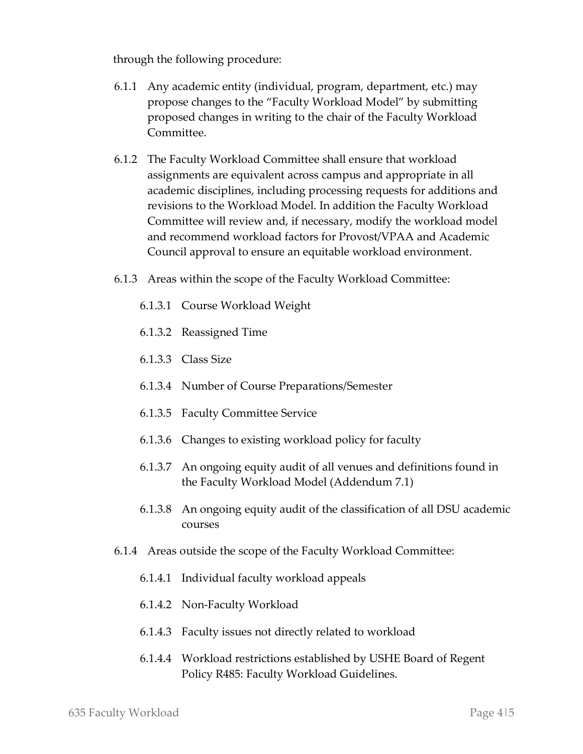through the following procedure:

- 6.1.1 Any academic entity (individual, program, department, etc.) may propose changes to the "Faculty Workload Model" by submitting proposed changes in writing to the chair of the Faculty Workload Committee.
- 6.1.2 The Faculty Workload Committee shall ensure that workload assignments are equivalent across campus and appropriate in all academic disciplines, including processing requests for additions and revisions to the Workload Model. In addition the Faculty Workload Committee will review and, if necessary, modify the workload model and recommend workload factors for Provost/VPAA and Academic Council approval to ensure an equitable workload environment.
- 6.1.3 Areas within the scope of the Faculty Workload Committee:
  - 6.1.3.1 Course Workload Weight
  - 6.1.3.2 Reassigned Time
  - 6.1.3.3 Class Size
  - 6.1.3.4 Number of Course Preparations/Semester
  - 6.1.3.5 Faculty Committee Service
  - 6.1.3.6 Changes to existing workload policy for faculty
  - 6.1.3.7 An ongoing equity audit of all venues and definitions found in the Faculty Workload Model (Addendum 7.1)
  - 6.1.3.8 An ongoing equity audit of the classification of all DSU academic courses
- 6.1.4 Areas outside the scope of the Faculty Workload Committee:
  - 6.1.4.1 Individual faculty workload appeals
  - 6.1.4.2 Non-Faculty Workload
  - 6.1.4.3 Faculty issues not directly related to workload
  - 6.1.4.4 Workload restrictions established by USHE Board of Regent Policy R485: Faculty Workload Guidelines.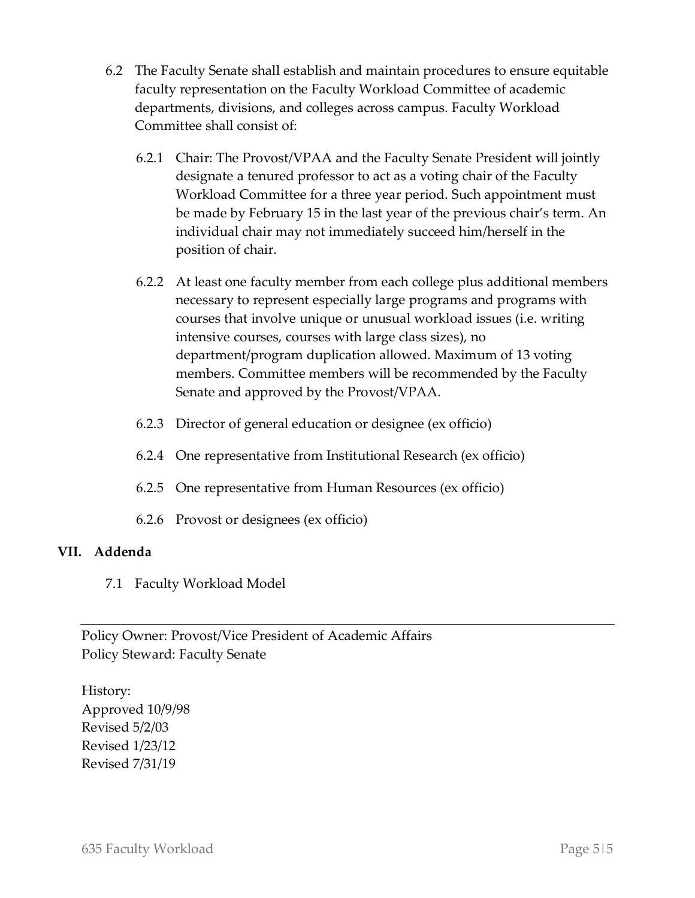6.2 The Faculty Senate shall establish and maintain procedures to ensure equitable faculty representation on the Faculty Workload Committee of academic departments, divisions, and colleges across campus. Faculty Workload Committee shall consist of:

6.2.1 Chair: The Provost/VPAA and the Faculty Senate President will jointly designate a tenured professor to act as a voting chair of the Faculty Workload Committee for a three year period. Such appointment must be made by February 15 in the last year of the previous chair's term. An individual chair may not immediately succeed him/herself in the position of chair.

6.2.2 At least one faculty member from each college plus additional members necessary to represent especially large programs and programs with courses that involve unique or unusual workload issues (i.e. writing intensive courses, courses with large class sizes), no department/program duplication allowed. Maximum of 13 voting members. Committee members will be recommended by the Faculty Senate and approved by the Provost/VPAA.

6.2.3 Director of general education or designee (ex officio)

6.2.4 One representative from Institutional Research (ex officio)

6.2.5 One representative from Human Resources (ex officio)

6.2.6 Provost or designees (ex officio)

## VII. Addenda

7.1 Faculty Workload Model

---

Policy Owner: Provost/Vice President of Academic Affairs
Policy Steward: Faculty Senate

History:
Approved 10/9/98
Revised 5/2/03
Revised 1/23/12
Revised 7/31/19